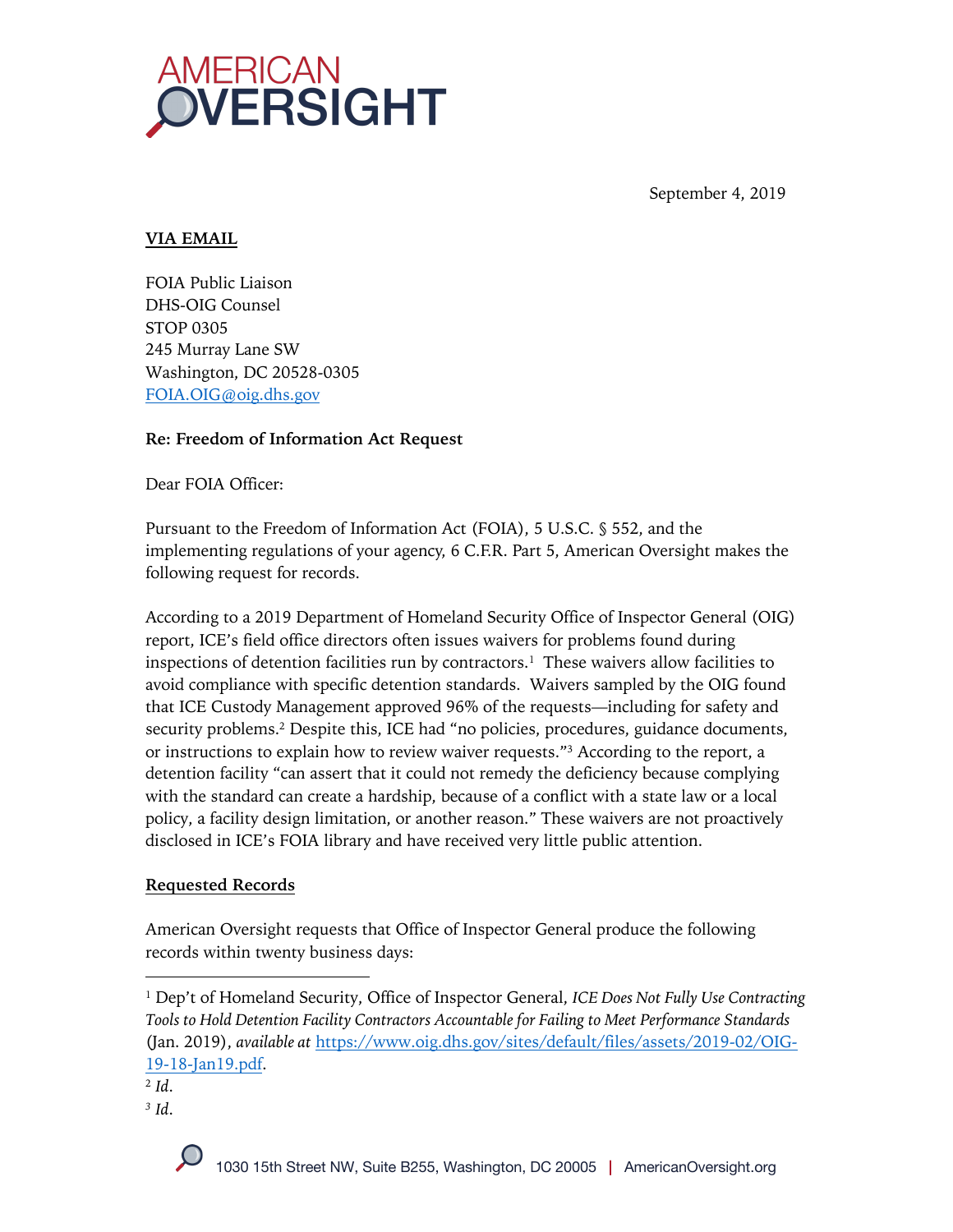AMERICAN OVERSIGHT

September 4, 2019

**VIA EMAIL**

FOIA Public Liaison
DHS-OIG Counsel
STOP 0305
245 Murray Lane SW
Washington, DC 20528-0305
FOIA.OIG@oig.dhs.gov

**Re: Freedom of Information Act Request**

Dear FOIA Officer:

Pursuant to the Freedom of Information Act (FOIA), 5 U.S.C. § 552, and the implementing regulations of your agency, 6 C.F.R. Part 5, American Oversight makes the following request for records.

According to a 2019 Department of Homeland Security Office of Inspector General (OIG) report, ICE's field office directors often issues waivers for problems found during inspections of detention facilities run by contractors.[1] These waivers allow facilities to avoid compliance with specific detention standards. Waivers sampled by the OIG found that ICE Custody Management approved 96% of the requests—including for safety and security problems.[2] Despite this, ICE had "no policies, procedures, guidance documents, or instructions to explain how to review waiver requests."[3] According to the report, a detention facility "can assert that it could not remedy the deficiency because complying with the standard can create a hardship, because of a conflict with a state law or a local policy, a facility design limitation, or another reason." These waivers are not proactively disclosed in ICE's FOIA library and have received very little public attention.

**Requested Records**

American Oversight requests that Office of Inspector General produce the following records within twenty business days:

---

[1] Dep't of Homeland Security, Office of Inspector General, *ICE Does Not Fully Use Contracting Tools to Hold Detention Facility Contractors Accountable for Failing to Meet Performance Standards* (Jan. 2019), *available at* https://www.oig.dhs.gov/sites/default/files/assets/2019-02/OIG-19-18-Jan19.pdf.

[2] *Id*.

[3] *Id*.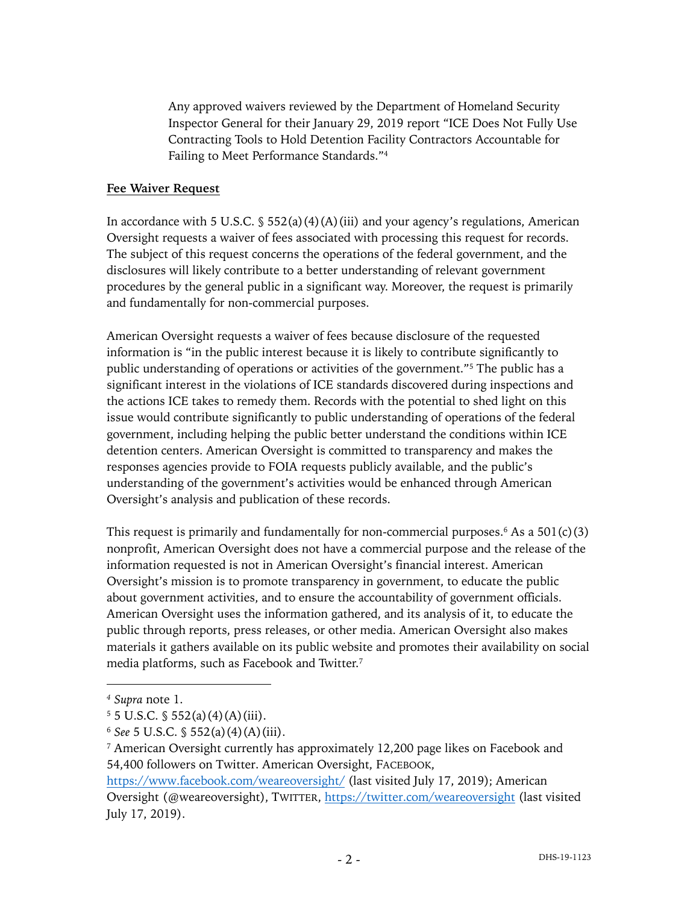Any approved waivers reviewed by the Department of Homeland Security Inspector General for their January 29, 2019 report "ICE Does Not Fully Use Contracting Tools to Hold Detention Facility Contractors Accountable for Failing to Meet Performance Standards."[4]

**Fee Waiver Request**

In accordance with 5 U.S.C. § 552(a)(4)(A)(iii) and your agency's regulations, American Oversight requests a waiver of fees associated with processing this request for records. The subject of this request concerns the operations of the federal government, and the disclosures will likely contribute to a better understanding of relevant government procedures by the general public in a significant way. Moreover, the request is primarily and fundamentally for non-commercial purposes.

American Oversight requests a waiver of fees because disclosure of the requested information is "in the public interest because it is likely to contribute significantly to public understanding of operations or activities of the government."[5] The public has a significant interest in the violations of ICE standards discovered during inspections and the actions ICE takes to remedy them. Records with the potential to shed light on this issue would contribute significantly to public understanding of operations of the federal government, including helping the public better understand the conditions within ICE detention centers. American Oversight is committed to transparency and makes the responses agencies provide to FOIA requests publicly available, and the public's understanding of the government's activities would be enhanced through American Oversight's analysis and publication of these records.

This request is primarily and fundamentally for non-commercial purposes.[6] As a 501(c)(3) nonprofit, American Oversight does not have a commercial purpose and the release of the information requested is not in American Oversight's financial interest. American Oversight's mission is to promote transparency in government, to educate the public about government activities, and to ensure the accountability of government officials. American Oversight uses the information gathered, and its analysis of it, to educate the public through reports, press releases, or other media. American Oversight also makes materials it gathers available on its public website and promotes their availability on social media platforms, such as Facebook and Twitter.[7]

---

[4] *Supra* note 1.

[5] 5 U.S.C. § 552(a)(4)(A)(iii).

[6] *See* 5 U.S.C. § 552(a)(4)(A)(iii).

[7] American Oversight currently has approximately 12,200 page likes on Facebook and 54,400 followers on Twitter. American Oversight, FACEBOOK, https://www.facebook.com/weareoversight/ (last visited July 17, 2019); American Oversight (@weareoversight), TWITTER, https://twitter.com/weareoversight (last visited July 17, 2019).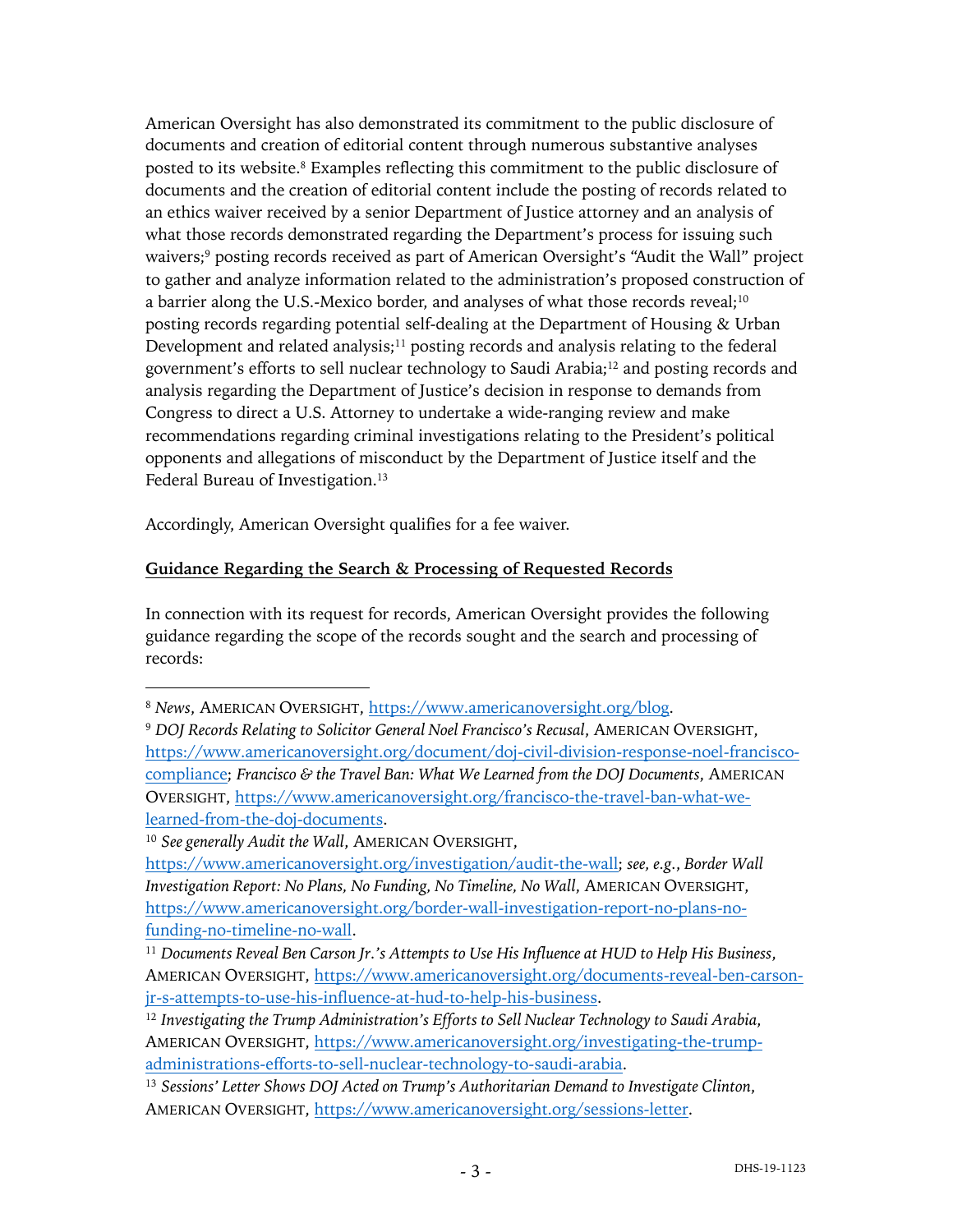American Oversight has also demonstrated its commitment to the public disclosure of documents and creation of editorial content through numerous substantive analyses posted to its website.[8] Examples reflecting this commitment to the public disclosure of documents and the creation of editorial content include the posting of records related to an ethics waiver received by a senior Department of Justice attorney and an analysis of what those records demonstrated regarding the Department's process for issuing such waivers;[9] posting records received as part of American Oversight's "Audit the Wall" project to gather and analyze information related to the administration's proposed construction of a barrier along the U.S.-Mexico border, and analyses of what those records reveal;[10] posting records regarding potential self-dealing at the Department of Housing & Urban Development and related analysis;[11] posting records and analysis relating to the federal government's efforts to sell nuclear technology to Saudi Arabia;[12] and posting records and analysis regarding the Department of Justice's decision in response to demands from Congress to direct a U.S. Attorney to undertake a wide-ranging review and make recommendations regarding criminal investigations relating to the President's political opponents and allegations of misconduct by the Department of Justice itself and the Federal Bureau of Investigation.[13]

Accordingly, American Oversight qualifies for a fee waiver.

**Guidance Regarding the Search & Processing of Requested Records**

In connection with its request for records, American Oversight provides the following guidance regarding the scope of the records sought and the search and processing of records:

---

[8] *News*, AMERICAN OVERSIGHT, https://www.americanoversight.org/blog.

[9] *DOJ Records Relating to Solicitor General Noel Francisco's Recusal*, AMERICAN OVERSIGHT, https://www.americanoversight.org/document/doj-civil-division-response-noel-francisco-compliance; *Francisco & the Travel Ban: What We Learned from the DOJ Documents*, AMERICAN OVERSIGHT, https://www.americanoversight.org/francisco-the-travel-ban-what-we-learned-from-the-doj-documents.

[10] *See generally Audit the Wall*, AMERICAN OVERSIGHT, https://www.americanoversight.org/investigation/audit-the-wall; *see, e.g.*, *Border Wall Investigation Report: No Plans, No Funding, No Timeline, No Wall*, AMERICAN OVERSIGHT, https://www.americanoversight.org/border-wall-investigation-report-no-plans-no-funding-no-timeline-no-wall.

[11] *Documents Reveal Ben Carson Jr.'s Attempts to Use His Influence at HUD to Help His Business*, AMERICAN OVERSIGHT, https://www.americanoversight.org/documents-reveal-ben-carson-jr-s-attempts-to-use-his-influence-at-hud-to-help-his-business.

[12] *Investigating the Trump Administration's Efforts to Sell Nuclear Technology to Saudi Arabia*, AMERICAN OVERSIGHT, https://www.americanoversight.org/investigating-the-trump-administrations-efforts-to-sell-nuclear-technology-to-saudi-arabia.

[13] *Sessions' Letter Shows DOJ Acted on Trump's Authoritarian Demand to Investigate Clinton*, AMERICAN OVERSIGHT, https://www.americanoversight.org/sessions-letter.

DHS-19-1123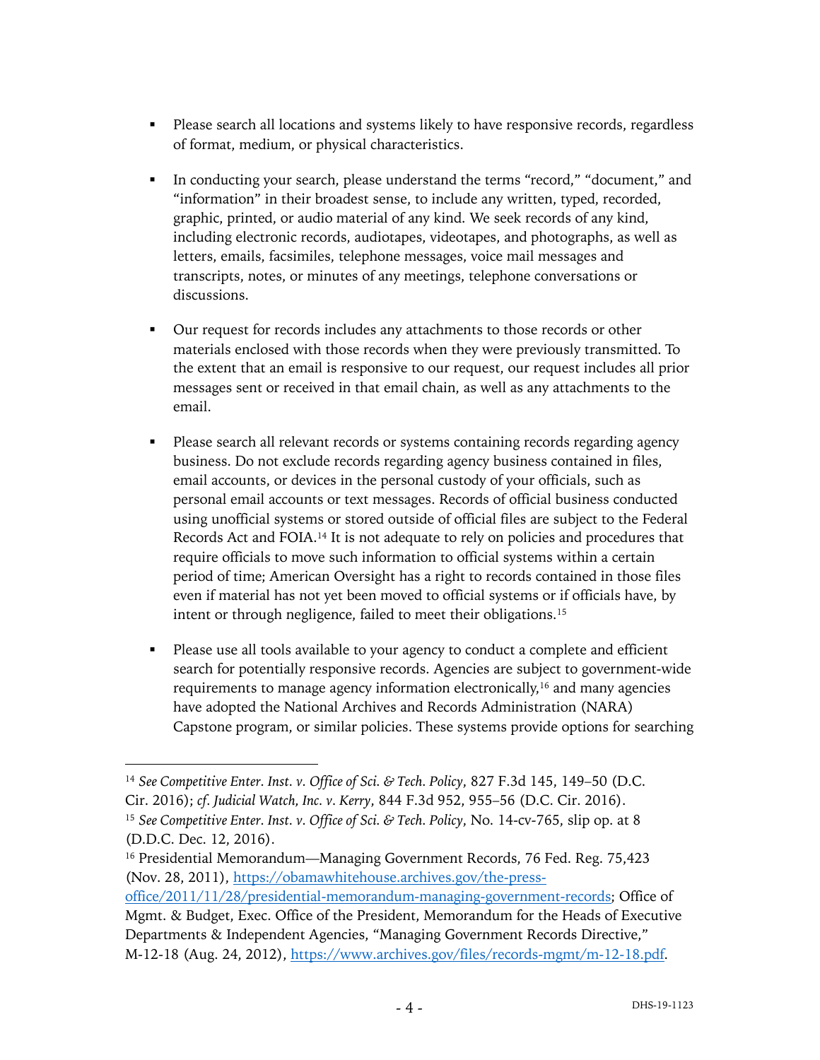- Please search all locations and systems likely to have responsive records, regardless of format, medium, or physical characteristics.

- In conducting your search, please understand the terms "record," "document," and "information" in their broadest sense, to include any written, typed, recorded, graphic, printed, or audio material of any kind. We seek records of any kind, including electronic records, audiotapes, videotapes, and photographs, as well as letters, emails, facsimiles, telephone messages, voice mail messages and transcripts, notes, or minutes of any meetings, telephone conversations or discussions.

- Our request for records includes any attachments to those records or other materials enclosed with those records when they were previously transmitted. To the extent that an email is responsive to our request, our request includes all prior messages sent or received in that email chain, as well as any attachments to the email.

- Please search all relevant records or systems containing records regarding agency business. Do not exclude records regarding agency business contained in files, email accounts, or devices in the personal custody of your officials, such as personal email accounts or text messages. Records of official business conducted using unofficial systems or stored outside of official files are subject to the Federal Records Act and FOIA.[14] It is not adequate to rely on policies and procedures that require officials to move such information to official systems within a certain period of time; American Oversight has a right to records contained in those files even if material has not yet been moved to official systems or if officials have, by intent or through negligence, failed to meet their obligations.[15]

- Please use all tools available to your agency to conduct a complete and efficient search for potentially responsive records. Agencies are subject to government-wide requirements to manage agency information electronically,[16] and many agencies have adopted the National Archives and Records Administration (NARA) Capstone program, or similar policies. These systems provide options for searching

---

[14] *See Competitive Enter. Inst. v. Office of Sci. & Tech. Policy*, 827 F.3d 145, 149–50 (D.C. Cir. 2016); *cf. Judicial Watch, Inc. v. Kerry*, 844 F.3d 952, 955–56 (D.C. Cir. 2016).

[15] *See Competitive Enter. Inst. v. Office of Sci. & Tech. Policy*, No. 14-cv-765, slip op. at 8 (D.D.C. Dec. 12, 2016).

[16] Presidential Memorandum—Managing Government Records, 76 Fed. Reg. 75,423 (Nov. 28, 2011), https://obamawhitehouse.archives.gov/the-press-office/2011/11/28/presidential-memorandum-managing-government-records; Office of Mgmt. & Budget, Exec. Office of the President, Memorandum for the Heads of Executive Departments & Independent Agencies, "Managing Government Records Directive," M-12-18 (Aug. 24, 2012), https://www.archives.gov/files/records-mgmt/m-12-18.pdf.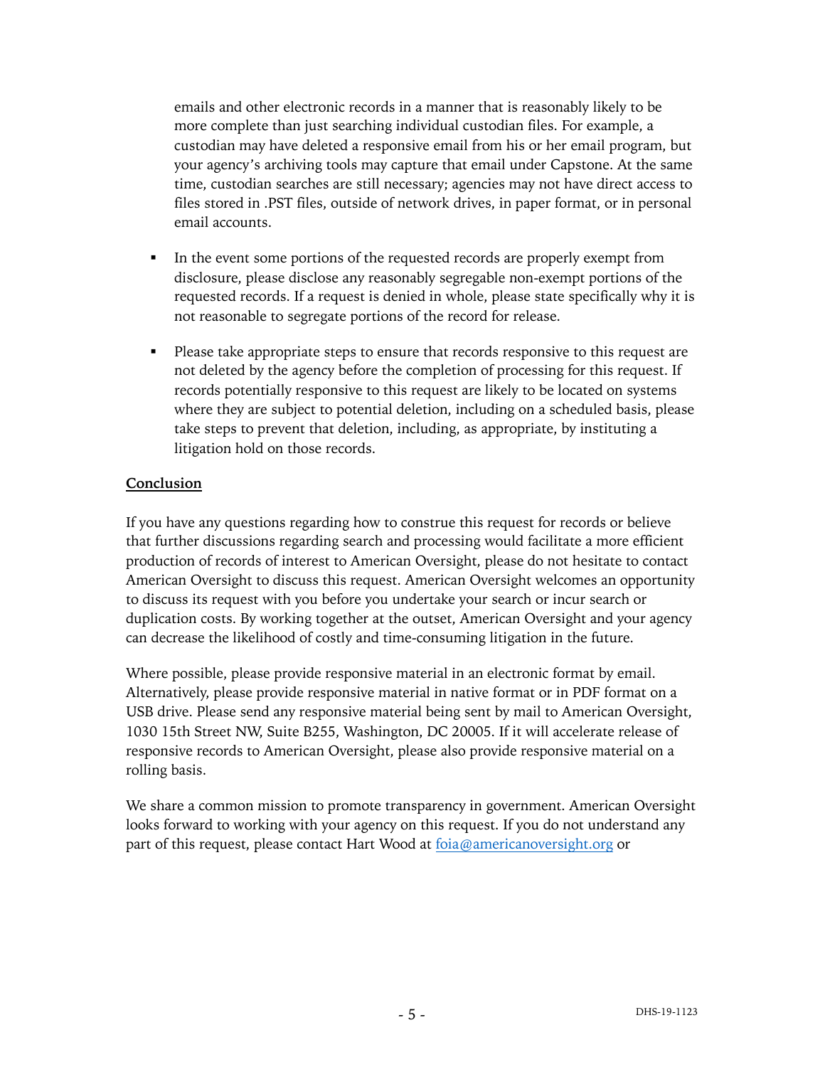emails and other electronic records in a manner that is reasonably likely to be more complete than just searching individual custodian files. For example, a custodian may have deleted a responsive email from his or her email program, but your agency's archiving tools may capture that email under Capstone. At the same time, custodian searches are still necessary; agencies may not have direct access to files stored in .PST files, outside of network drives, in paper format, or in personal email accounts.

- In the event some portions of the requested records are properly exempt from disclosure, please disclose any reasonably segregable non-exempt portions of the requested records. If a request is denied in whole, please state specifically why it is not reasonable to segregate portions of the record for release.

- Please take appropriate steps to ensure that records responsive to this request are not deleted by the agency before the completion of processing for this request. If records potentially responsive to this request are likely to be located on systems where they are subject to potential deletion, including on a scheduled basis, please take steps to prevent that deletion, including, as appropriate, by instituting a litigation hold on those records.

**Conclusion**

If you have any questions regarding how to construe this request for records or believe that further discussions regarding search and processing would facilitate a more efficient production of records of interest to American Oversight, please do not hesitate to contact American Oversight to discuss this request. American Oversight welcomes an opportunity to discuss its request with you before you undertake your search or incur search or duplication costs. By working together at the outset, American Oversight and your agency can decrease the likelihood of costly and time-consuming litigation in the future.

Where possible, please provide responsive material in an electronic format by email. Alternatively, please provide responsive material in native format or in PDF format on a USB drive. Please send any responsive material being sent by mail to American Oversight, 1030 15th Street NW, Suite B255, Washington, DC 20005. If it will accelerate release of responsive records to American Oversight, please also provide responsive material on a rolling basis.

We share a common mission to promote transparency in government. American Oversight looks forward to working with your agency on this request. If you do not understand any part of this request, please contact Hart Wood at foia@americanoversight.org or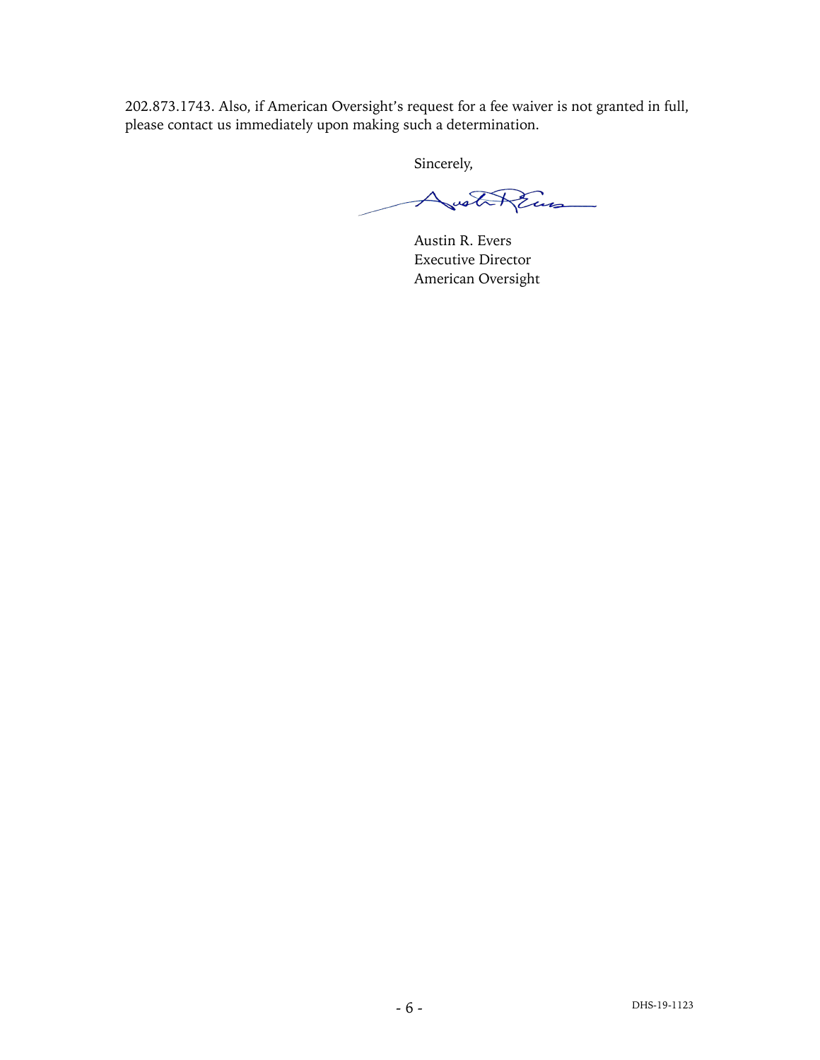202.873.1743. Also, if American Oversight's request for a fee waiver is not granted in full, please contact us immediately upon making such a determination.

Sincerely,

Austin R. Evers
Executive Director
American Oversight